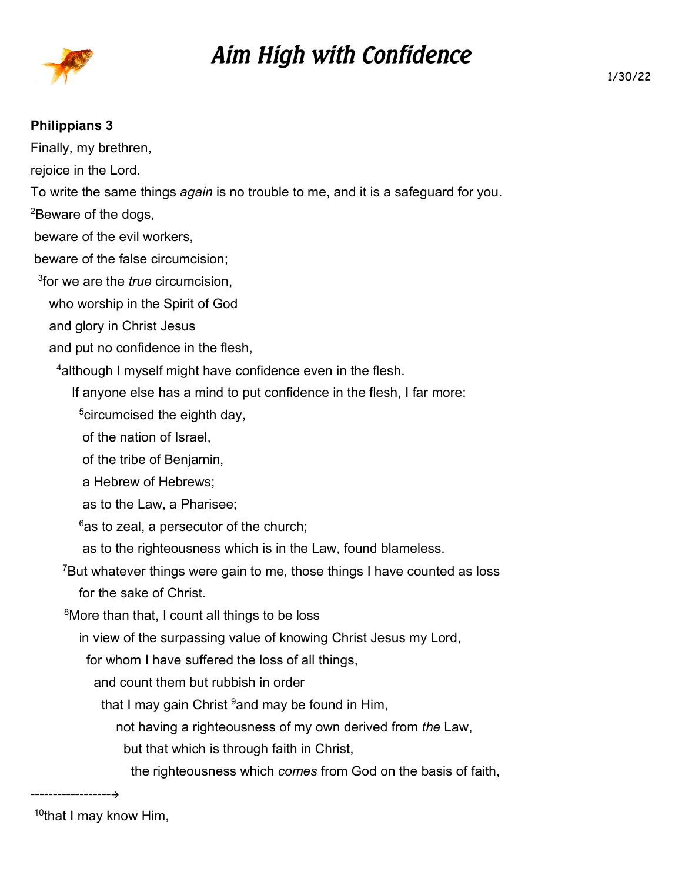# Aim High with Confidence

1/30/22

**Philippians 3**

Finally, my brethren,

rejoice in the Lord.

To write the same things *again* is no trouble to me, and it is a safeguard for you.

[2]Beware of the dogs,

beware of the evil workers,

beware of the false circumcision;

[3]for we are the *true* circumcision,

who worship in the Spirit of God

and glory in Christ Jesus

and put no confidence in the flesh,

[4]although I myself might have confidence even in the flesh.

If anyone else has a mind to put confidence in the flesh, I far more:

[5]circumcised the eighth day,

of the nation of Israel,

of the tribe of Benjamin,

a Hebrew of Hebrews;

as to the Law, a Pharisee;

[6]as to zeal, a persecutor of the church;

as to the righteousness which is in the Law, found blameless.

[7]But whatever things were gain to me, those things I have counted as loss

for the sake of Christ.

[8]More than that, I count all things to be loss

in view of the surpassing value of knowing Christ Jesus my Lord,

for whom I have suffered the loss of all things,

and count them but rubbish in order

that I may gain Christ [9]and may be found in Him,

not having a righteousness of my own derived from *the* Law,

but that which is through faith in Christ,

the righteousness which *comes* from God on the basis of faith,

------------------→

[10]that I may know Him,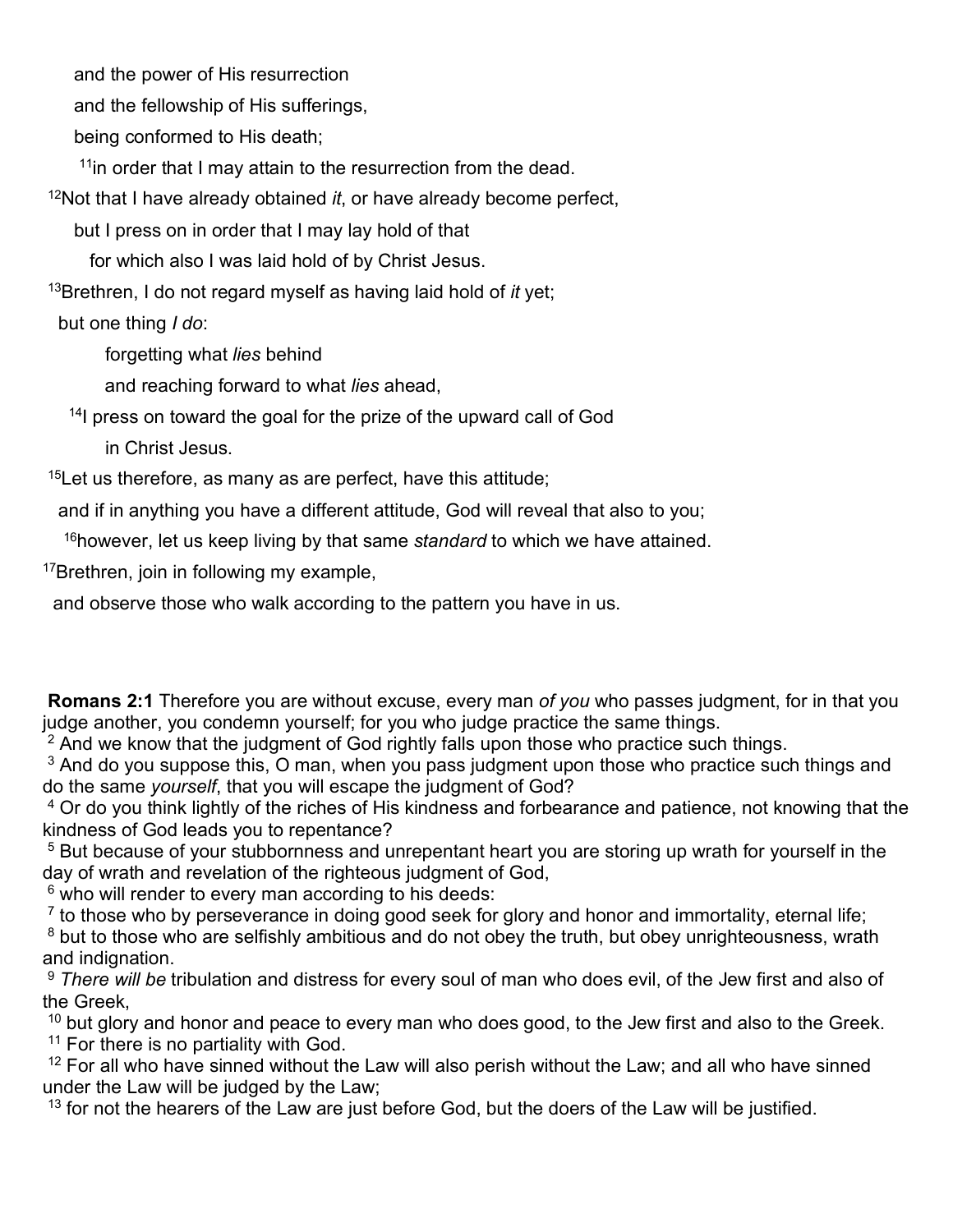and the power of His resurrection

and the fellowship of His sufferings,

being conformed to His death;

[11]in order that I may attain to the resurrection from the dead.

[12]Not that I have already obtained *it*, or have already become perfect,

but I press on in order that I may lay hold of that

for which also I was laid hold of by Christ Jesus.

[13]Brethren, I do not regard myself as having laid hold of *it* yet;

but one thing *I do*:

forgetting what *lies* behind

and reaching forward to what *lies* ahead,

[14]I press on toward the goal for the prize of the upward call of God

in Christ Jesus.

[15]Let us therefore, as many as are perfect, have this attitude;

and if in anything you have a different attitude, God will reveal that also to you;

[16]however, let us keep living by that same *standard* to which we have attained.

[17]Brethren, join in following my example,

and observe those who walk according to the pattern you have in us.

**Romans 2:1** Therefore you are without excuse, every man *of you* who passes judgment, for in that you judge another, you condemn yourself; for you who judge practice the same things.
[2] And we know that the judgment of God rightly falls upon those who practice such things.
[3] And do you suppose this, O man, when you pass judgment upon those who practice such things and do the same *yourself*, that you will escape the judgment of God?
[4] Or do you think lightly of the riches of His kindness and forbearance and patience, not knowing that the kindness of God leads you to repentance?
[5] But because of your stubbornness and unrepentant heart you are storing up wrath for yourself in the day of wrath and revelation of the righteous judgment of God,
[6] who will render to every man according to his deeds:
[7] to those who by perseverance in doing good seek for glory and honor and immortality, eternal life;
[8] but to those who are selfishly ambitious and do not obey the truth, but obey unrighteousness, wrath and indignation.
[9] *There will be* tribulation and distress for every soul of man who does evil, of the Jew first and also of the Greek,
[10] but glory and honor and peace to every man who does good, to the Jew first and also to the Greek.
[11] For there is no partiality with God.
[12] For all who have sinned without the Law will also perish without the Law; and all who have sinned under the Law will be judged by the Law;
[13] for not the hearers of the Law are just before God, but the doers of the Law will be justified.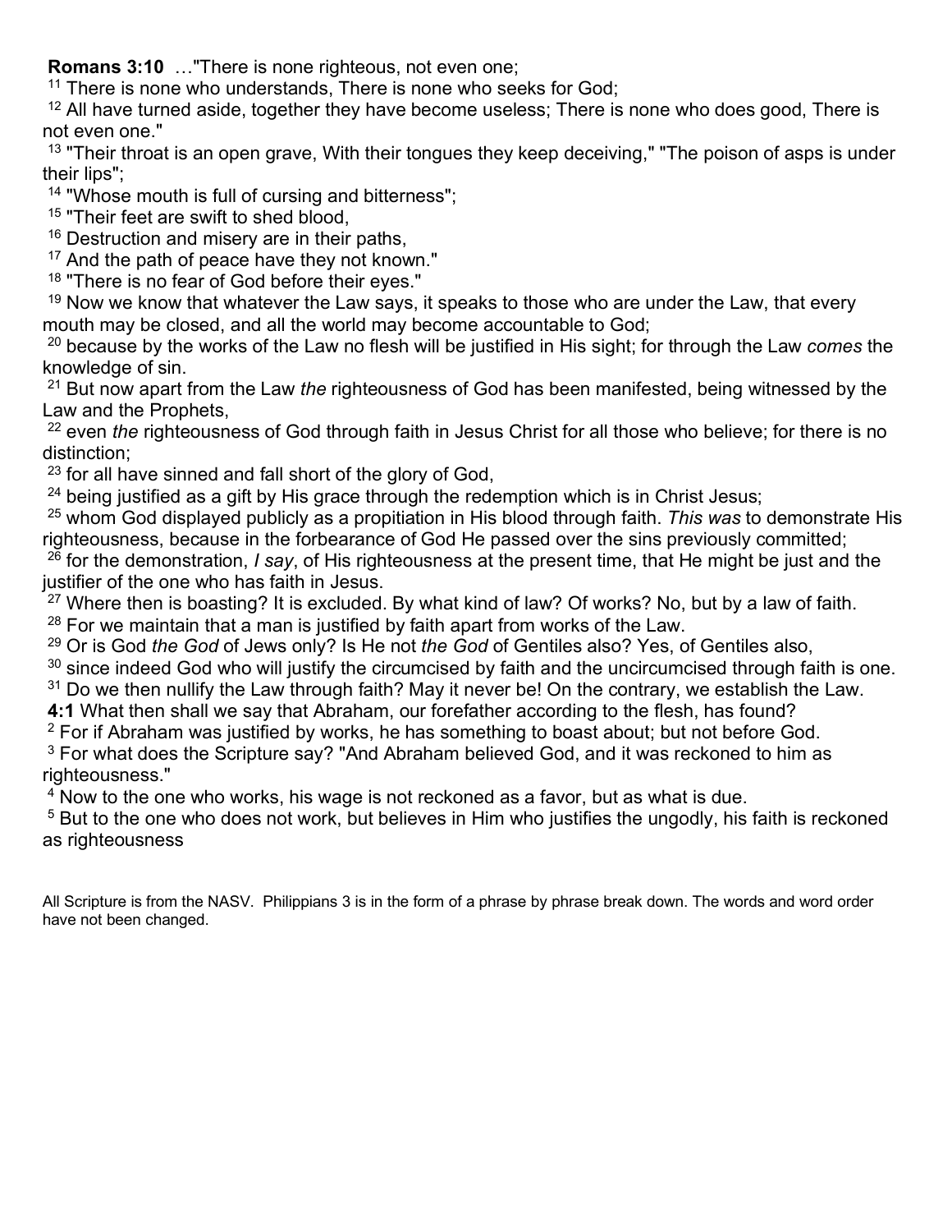**Romans 3:10** …"There is none righteous, not even one;
[11] There is none who understands, There is none who seeks for God;
[12] All have turned aside, together they have become useless; There is none who does good, There is not even one."
[13] "Their throat is an open grave, With their tongues they keep deceiving," "The poison of asps is under their lips";
[14] "Whose mouth is full of cursing and bitterness";
[15] "Their feet are swift to shed blood,
[16] Destruction and misery are in their paths,
[17] And the path of peace have they not known."
[18] "There is no fear of God before their eyes."
[19] Now we know that whatever the Law says, it speaks to those who are under the Law, that every mouth may be closed, and all the world may become accountable to God;
[20] because by the works of the Law no flesh will be justified in His sight; for through the Law *comes* the knowledge of sin.
[21] But now apart from the Law *the* righteousness of God has been manifested, being witnessed by the Law and the Prophets,
[22] even *the* righteousness of God through faith in Jesus Christ for all those who believe; for there is no distinction;
[23] for all have sinned and fall short of the glory of God,
[24] being justified as a gift by His grace through the redemption which is in Christ Jesus;
[25] whom God displayed publicly as a propitiation in His blood through faith. *This was* to demonstrate His righteousness, because in the forbearance of God He passed over the sins previously committed;
[26] for the demonstration, *I say*, of His righteousness at the present time, that He might be just and the justifier of the one who has faith in Jesus.
[27] Where then is boasting? It is excluded. By what kind of law? Of works? No, but by a law of faith.
[28] For we maintain that a man is justified by faith apart from works of the Law.
[29] Or is God *the God* of Jews only? Is He not *the God* of Gentiles also? Yes, of Gentiles also,
[30] since indeed God who will justify the circumcised by faith and the uncircumcised through faith is one.
[31] Do we then nullify the Law through faith? May it never be! On the contrary, we establish the Law.
**4:1** What then shall we say that Abraham, our forefather according to the flesh, has found?
[2] For if Abraham was justified by works, he has something to boast about; but not before God.
[3] For what does the Scripture say? "And Abraham believed God, and it was reckoned to him as righteousness."
[4] Now to the one who works, his wage is not reckoned as a favor, but as what is due.
[5] But to the one who does not work, but believes in Him who justifies the ungodly, his faith is reckoned as righteousness

All Scripture is from the NASV. Philippians 3 is in the form of a phrase by phrase break down. The words and word order have not been changed.